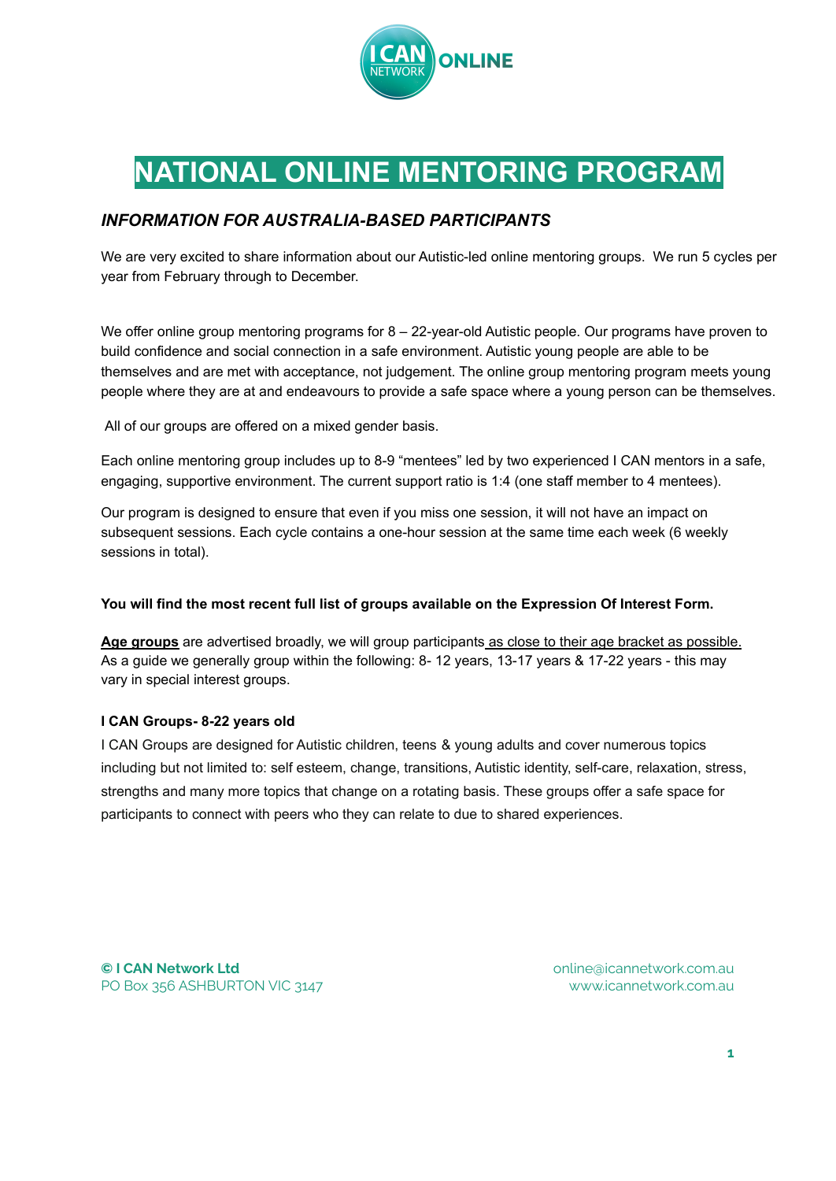# NATIONAL ONLINE MENTORING PROGRAM

## *INFORMATION FOR AUSTRALIA-BASED PARTICIPANTS*

We are very excited to share information about our Autistic-led online mentoring groups. We run 5 cycles per year from February through to December.

We offer online group mentoring programs for 8 – 22-year-old Autistic people. Our programs have proven to build confidence and social connection in a safe environment. Autistic young people are able to be themselves and are met with acceptance, not judgement. The online group mentoring program meets young people where they are at and endeavours to provide a safe space where a young person can be themselves.

All of our groups are offered on a mixed gender basis.

Each online mentoring group includes up to 8-9 "mentees" led by two experienced I CAN mentors in a safe, engaging, supportive environment. The current support ratio is 1:4 (one staff member to 4 mentees).

Our program is designed to ensure that even if you miss one session, it will not have an impact on subsequent sessions. Each cycle contains a one-hour session at the same time each week (6 weekly sessions in total).

**You will find the most recent full list of groups available on the Expression Of Interest Form.**

**Age groups** are advertised broadly, we will group participants as close to their age bracket as possible. As a guide we generally group within the following: 8- 12 years, 13-17 years & 17-22 years - this may vary in special interest groups.

**I CAN Groups- 8-22 years old**

I CAN Groups are designed for Autistic children, teens & young adults and cover numerous topics including but not limited to: self esteem, change, transitions, Autistic identity, self-care, relaxation, stress, strengths and many more topics that change on a rotating basis. These groups offer a safe space for participants to connect with peers who they can relate to due to shared experiences.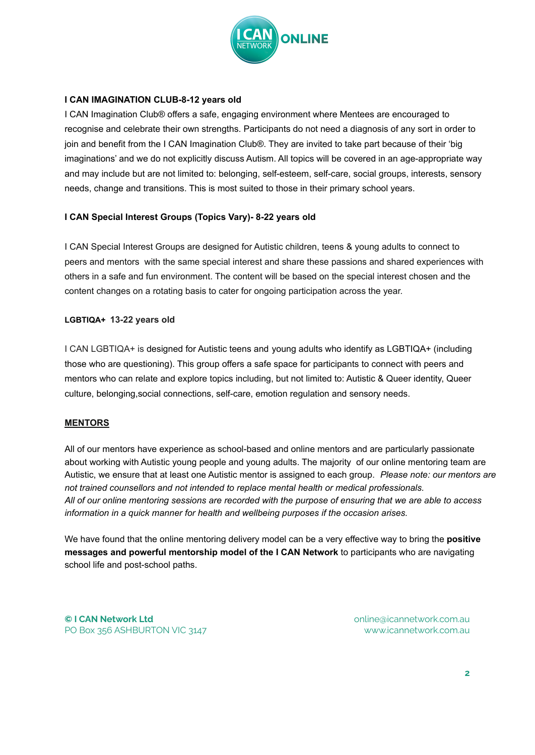### I CAN IMAGINATION CLUB-8-12 years old

I CAN Imagination Club® offers a safe, engaging environment where Mentees are encouraged to recognise and celebrate their own strengths. Participants do not need a diagnosis of any sort in order to join and benefit from the I CAN Imagination Club®. They are invited to take part because of their 'big imaginations' and we do not explicitly discuss Autism. All topics will be covered in an age-appropriate way and may include but are not limited to: belonging, self-esteem, self-care, social groups, interests, sensory needs, change and transitions. This is most suited to those in their primary school years.

### I CAN Special Interest Groups (Topics Vary)- 8-22 years old

I CAN Special Interest Groups are designed for Autistic children, teens & young adults to connect to peers and mentors with the same special interest and share these passions and shared experiences with others in a safe and fun environment. The content will be based on the special interest chosen and the content changes on a rotating basis to cater for ongoing participation across the year.

### LGBTIQA+ 13-22 years old

I CAN LGBTIQA+ is designed for Autistic teens and young adults who identify as LGBTIQA+ (including those who are questioning). This group offers a safe space for participants to connect with peers and mentors who can relate and explore topics including, but not limited to: Autistic & Queer identity, Queer culture, belonging,social connections, self-care, emotion regulation and sensory needs.

## MENTORS

All of our mentors have experience as school-based and online mentors and are particularly passionate about working with Autistic young people and young adults. The majority of our online mentoring team are Autistic, we ensure that at least one Autistic mentor is assigned to each group. *Please note: our mentors are not trained counsellors and not intended to replace mental health or medical professionals.*
*All of our online mentoring sessions are recorded with the purpose of ensuring that we are able to access information in a quick manner for health and wellbeing purposes if the occasion arises.*

We have found that the online mentoring delivery model can be a very effective way to bring the **positive messages and powerful mentorship model of the I CAN Network** to participants who are navigating school life and post-school paths.

**© I CAN Network Ltd**
PO Box 356 ASHBURTON VIC 3147

online@icannetwork.com.au
www.icannetwork.com.au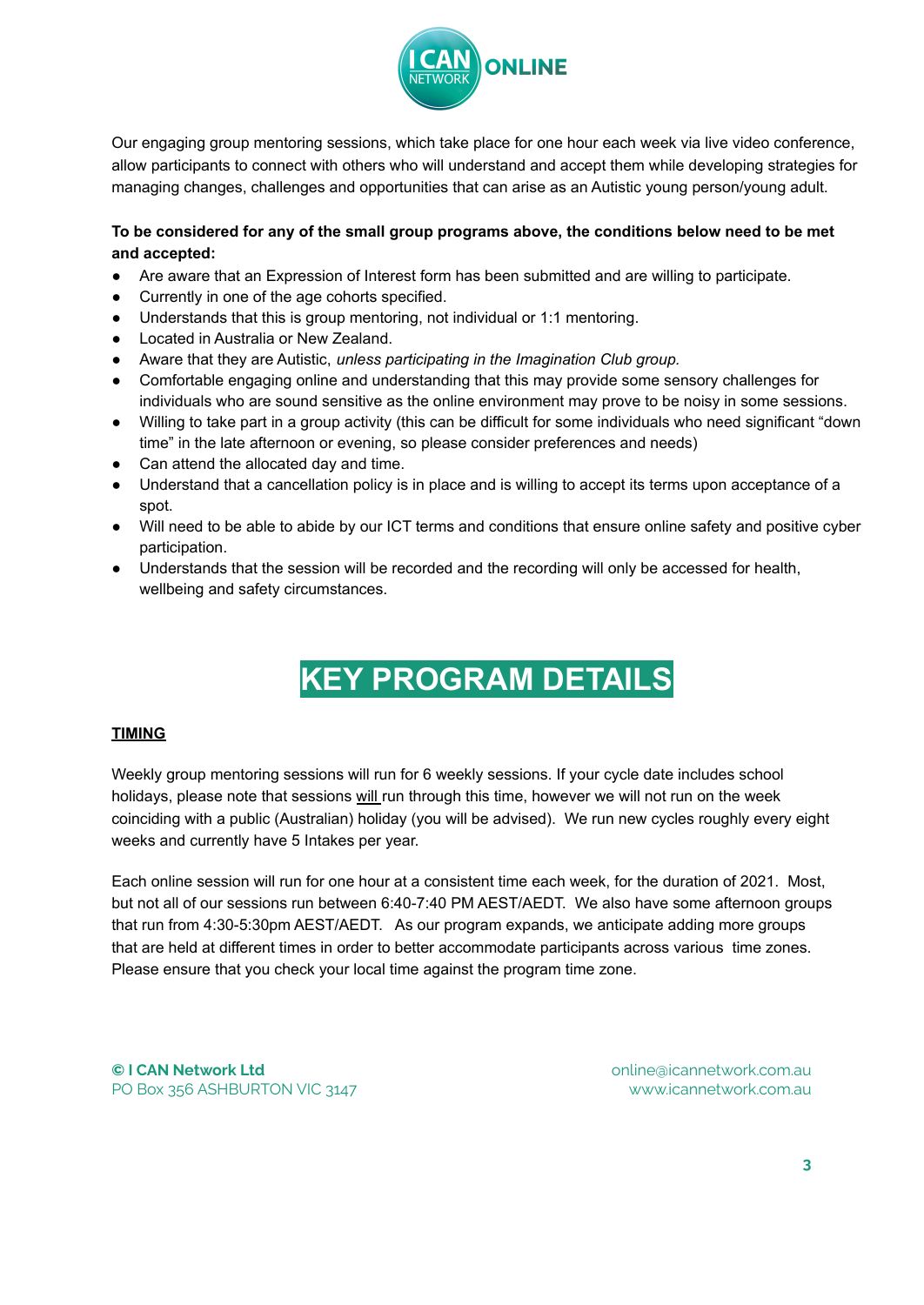Our engaging group mentoring sessions, which take place for one hour each week via live video conference, allow participants to connect with others who will understand and accept them while developing strategies for managing changes, challenges and opportunities that can arise as an Autistic young person/young adult.

**To be considered for any of the small group programs above, the conditions below need to be met and accepted:**

- Are aware that an Expression of Interest form has been submitted and are willing to participate.
- Currently in one of the age cohorts specified.
- Understands that this is group mentoring, not individual or 1:1 mentoring.
- Located in Australia or New Zealand.
- Aware that they are Autistic, *unless participating in the Imagination Club group.*
- Comfortable engaging online and understanding that this may provide some sensory challenges for individuals who are sound sensitive as the online environment may prove to be noisy in some sessions.
- Willing to take part in a group activity (this can be difficult for some individuals who need significant "down time" in the late afternoon or evening, so please consider preferences and needs)
- Can attend the allocated day and time.
- Understand that a cancellation policy is in place and is willing to accept its terms upon acceptance of a spot.
- Will need to be able to abide by our ICT terms and conditions that ensure online safety and positive cyber participation.
- Understands that the session will be recorded and the recording will only be accessed for health, wellbeing and safety circumstances.

# KEY PROGRAM DETAILS

## TIMING

Weekly group mentoring sessions will run for 6 weekly sessions. If your cycle date includes school holidays, please note that sessions will run through this time, however we will not run on the week coinciding with a public (Australian) holiday (you will be advised). We run new cycles roughly every eight weeks and currently have 5 Intakes per year.

Each online session will run for one hour at a consistent time each week, for the duration of 2021. Most, but not all of our sessions run between 6:40-7:40 PM AEST/AEDT. We also have some afternoon groups that run from 4:30-5:30pm AEST/AEDT. As our program expands, we anticipate adding more groups that are held at different times in order to better accommodate participants across various time zones. Please ensure that you check your local time against the program time zone.

**© I CAN Network Ltd**
PO Box 356 ASHBURTON VIC 3147

online@icannetwork.com.au
www.icannetwork.com.au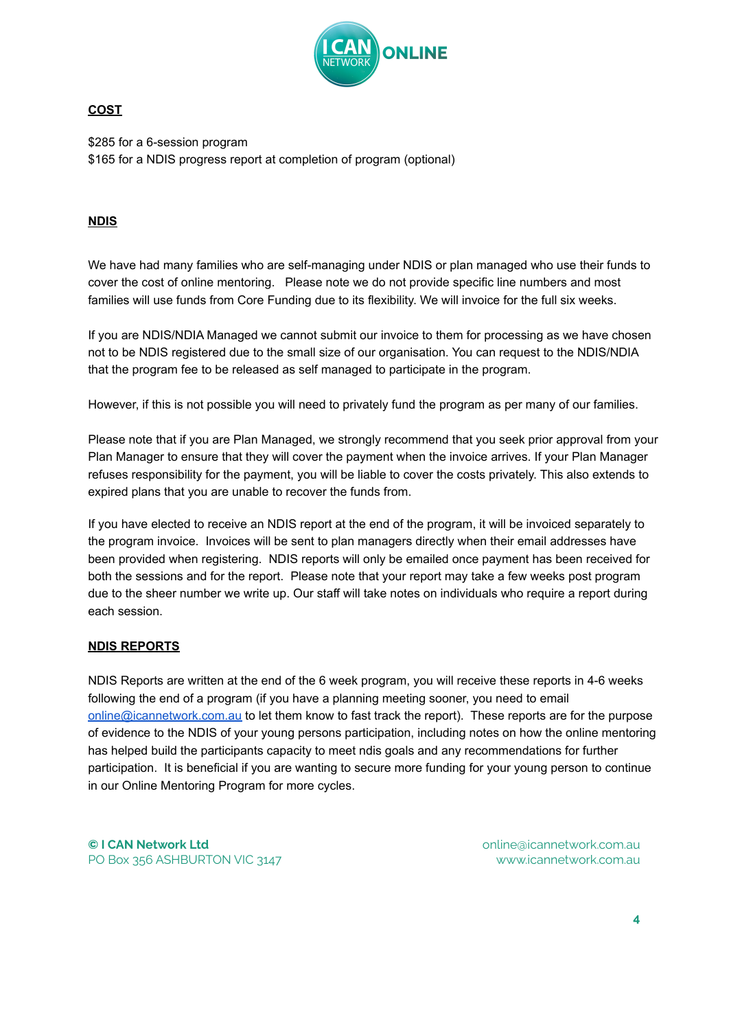## COST

$285 for a 6-session program
$165 for a NDIS progress report at completion of program (optional)

## NDIS

We have had many families who are self-managing under NDIS or plan managed who use their funds to cover the cost of online mentoring.   Please note we do not provide specific line numbers and most families will use funds from Core Funding due to its flexibility. We will invoice for the full six weeks.

If you are NDIS/NDIA Managed we cannot submit our invoice to them for processing as we have chosen not to be NDIS registered due to the small size of our organisation. You can request to the NDIS/NDIA that the program fee to be released as self managed to participate in the program.

However, if this is not possible you will need to privately fund the program as per many of our families.

Please note that if you are Plan Managed, we strongly recommend that you seek prior approval from your Plan Manager to ensure that they will cover the payment when the invoice arrives. If your Plan Manager refuses responsibility for the payment, you will be liable to cover the costs privately. This also extends to expired plans that you are unable to recover the funds from.

If you have elected to receive an NDIS report at the end of the program, it will be invoiced separately to the program invoice.  Invoices will be sent to plan managers directly when their email addresses have been provided when registering.  NDIS reports will only be emailed once payment has been received for both the sessions and for the report.  Please note that your report may take a few weeks post program due to the sheer number we write up. Our staff will take notes on individuals who require a report during each session.

## NDIS REPORTS

NDIS Reports are written at the end of the 6 week program, you will receive these reports in 4-6 weeks following the end of a program (if you have a planning meeting sooner, you need to email online@icannetwork.com.au to let them know to fast track the report).  These reports are for the purpose of evidence to the NDIS of your young persons participation, including notes on how the online mentoring has helped build the participants capacity to meet ndis goals and any recommendations for further participation.  It is beneficial if you are wanting to secure more funding for your young person to continue in our Online Mentoring Program for more cycles.

**© I CAN Network Ltd**
PO Box 356 ASHBURTON VIC 3147

online@icannetwork.com.au
www.icannetwork.com.au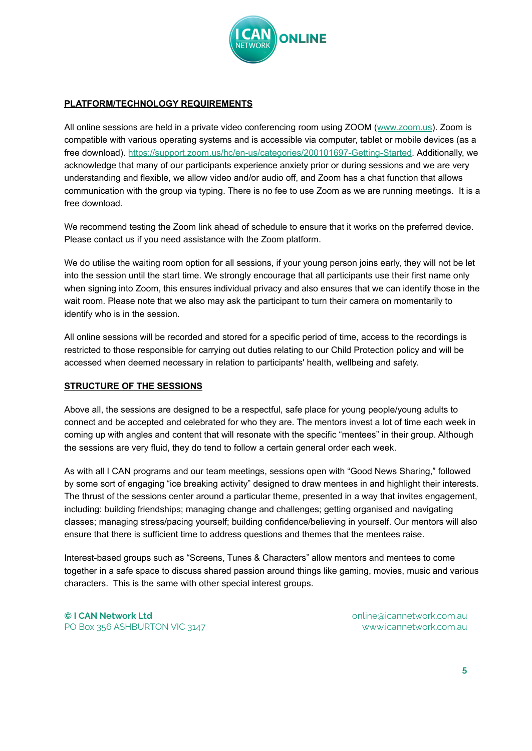## PLATFORM/TECHNOLOGY REQUIREMENTS

All online sessions are held in a private video conferencing room using ZOOM ([www.zoom.us](www.zoom.us)). Zoom is compatible with various operating systems and is accessible via computer, tablet or mobile devices (as a free download). [https://support.zoom.us/hc/en-us/categories/200101697-Getting-Started](https://support.zoom.us/hc/en-us/categories/200101697-Getting-Started). Additionally, we acknowledge that many of our participants experience anxiety prior or during sessions and we are very understanding and flexible, we allow video and/or audio off, and Zoom has a chat function that allows communication with the group via typing. There is no fee to use Zoom as we are running meetings. It is a free download.

We recommend testing the Zoom link ahead of schedule to ensure that it works on the preferred device. Please contact us if you need assistance with the Zoom platform.

We do utilise the waiting room option for all sessions, if your young person joins early, they will not be let into the session until the start time. We strongly encourage that all participants use their first name only when signing into Zoom, this ensures individual privacy and also ensures that we can identify those in the wait room. Please note that we also may ask the participant to turn their camera on momentarily to identify who is in the session.

All online sessions will be recorded and stored for a specific period of time, access to the recordings is restricted to those responsible for carrying out duties relating to our Child Protection policy and will be accessed when deemed necessary in relation to participants' health, wellbeing and safety.

## STRUCTURE OF THE SESSIONS

Above all, the sessions are designed to be a respectful, safe place for young people/young adults to connect and be accepted and celebrated for who they are. The mentors invest a lot of time each week in coming up with angles and content that will resonate with the specific "mentees" in their group. Although the sessions are very fluid, they do tend to follow a certain general order each week.

As with all I CAN programs and our team meetings, sessions open with "Good News Sharing," followed by some sort of engaging "ice breaking activity" designed to draw mentees in and highlight their interests. The thrust of the sessions center around a particular theme, presented in a way that invites engagement, including: building friendships; managing change and challenges; getting organised and navigating classes; managing stress/pacing yourself; building confidence/believing in yourself. Our mentors will also ensure that there is sufficient time to address questions and themes that the mentees raise.

Interest-based groups such as "Screens, Tunes & Characters" allow mentors and mentees to come together in a safe space to discuss shared passion around things like gaming, movies, music and various characters. This is the same with other special interest groups.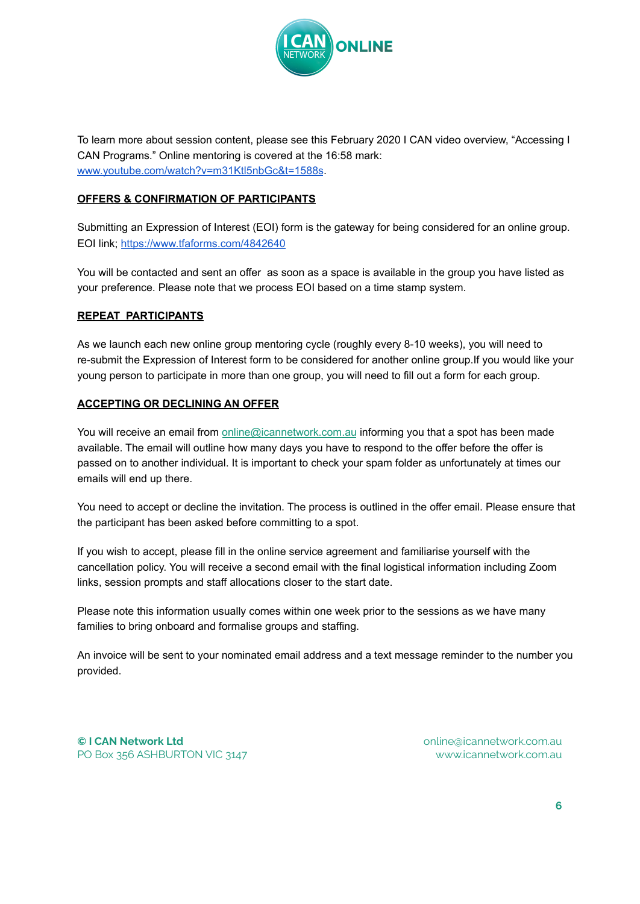To learn more about session content, please see this February 2020 I CAN video overview, "Accessing I CAN Programs." Online mentoring is covered at the 16:58 mark: [www.youtube.com/watch?v=m31Ktl5nbGc&t=1588s](www.youtube.com/watch?v=m31Ktl5nbGc&t=1588s).

## OFFERS & CONFIRMATION OF PARTICIPANTS

Submitting an Expression of Interest (EOI) form is the gateway for being considered for an online group. EOI link; [https://www.tfaforms.com/4842640](https://www.tfaforms.com/4842640)

You will be contacted and sent an offer as soon as a space is available in the group you have listed as your preference. Please note that we process EOI based on a time stamp system.

## REPEAT PARTICIPANTS

As we launch each new online group mentoring cycle (roughly every 8-10 weeks), you will need to re-submit the Expression of Interest form to be considered for another online group.If you would like your young person to participate in more than one group, you will need to fill out a form for each group.

## ACCEPTING OR DECLINING AN OFFER

You will receive an email from [online@icannetwork.com.au](mailto:online@icannetwork.com.au) informing you that a spot has been made available. The email will outline how many days you have to respond to the offer before the offer is passed on to another individual. It is important to check your spam folder as unfortunately at times our emails will end up there.

You need to accept or decline the invitation. The process is outlined in the offer email. Please ensure that the participant has been asked before committing to a spot.

If you wish to accept, please fill in the online service agreement and familiarise yourself with the cancellation policy. You will receive a second email with the final logistical information including Zoom links, session prompts and staff allocations closer to the start date.

Please note this information usually comes within one week prior to the sessions as we have many families to bring onboard and formalise groups and staffing.

An invoice will be sent to your nominated email address and a text message reminder to the number you provided.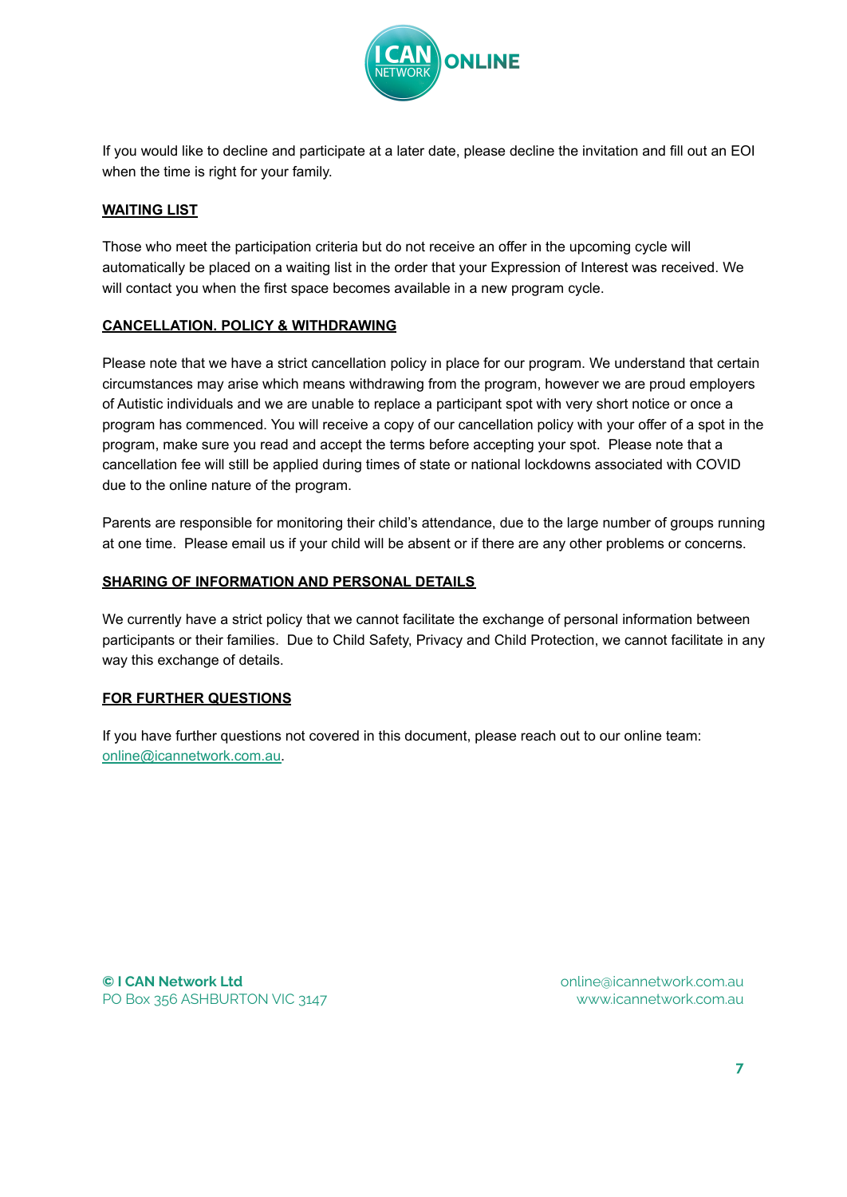If you would like to decline and participate at a later date, please decline the invitation and fill out an EOI when the time is right for your family.

**WAITING LIST**

Those who meet the participation criteria but do not receive an offer in the upcoming cycle will automatically be placed on a waiting list in the order that your Expression of Interest was received. We will contact you when the first space becomes available in a new program cycle.

**CANCELLATION. POLICY & WITHDRAWING**

Please note that we have a strict cancellation policy in place for our program. We understand that certain circumstances may arise which means withdrawing from the program, however we are proud employers of Autistic individuals and we are unable to replace a participant spot with very short notice or once a program has commenced. You will receive a copy of our cancellation policy with your offer of a spot in the program, make sure you read and accept the terms before accepting your spot. Please note that a cancellation fee will still be applied during times of state or national lockdowns associated with COVID due to the online nature of the program.

Parents are responsible for monitoring their child's attendance, due to the large number of groups running at one time. Please email us if your child will be absent or if there are any other problems or concerns.

**SHARING OF INFORMATION AND PERSONAL DETAILS**

We currently have a strict policy that we cannot facilitate the exchange of personal information between participants or their families. Due to Child Safety, Privacy and Child Protection, we cannot facilitate in any way this exchange of details.

**FOR FURTHER QUESTIONS**

If you have further questions not covered in this document, please reach out to our online team: online@icannetwork.com.au.